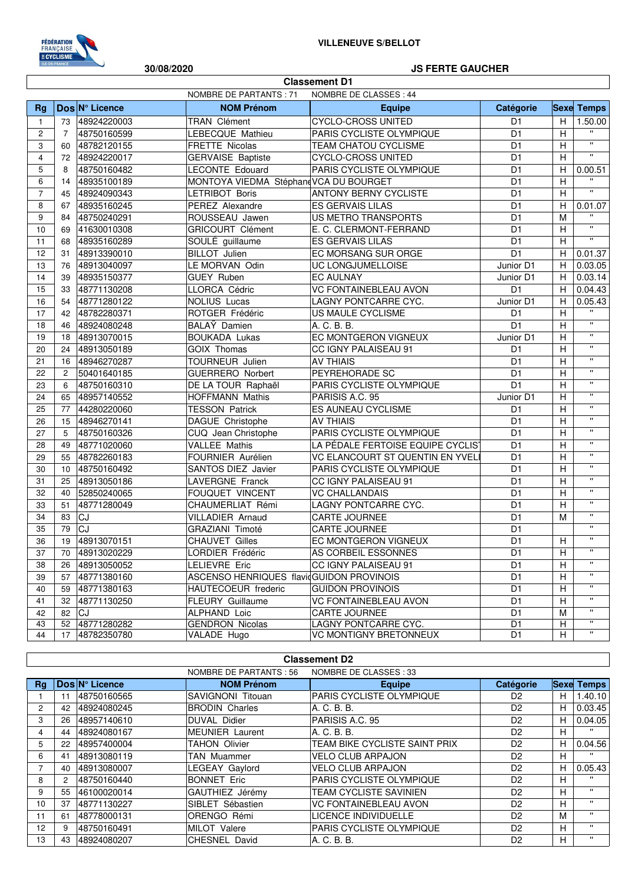VILLENEUVE S/BELLOT

30/08/2020

JS FERTE GAUCHER

## Classement D1

NOMBRE DE PARTANTS : 71    NOMBRE DE CLASSES : 44

| Rg | Dos | N° Licence | NOM Prénom | Equipe | Catégorie | Sexe | Temps |
|---|---|---|---|---|---|---|---|
| 1 | 73 | 48924220003 | TRAN Clément | CYCLO-CROSS UNITED | D1 | H | 1.50.00 |
| 2 | 7 | 48750160599 | LEBECQUE Mathieu | PARIS CYCLISTE OLYMPIQUE | D1 | H | " |
| 3 | 60 | 48782120155 | FRETTE Nicolas | TEAM CHATOU CYCLISME | D1 | H | " |
| 4 | 72 | 48924220017 | GERVAISE Baptiste | CYCLO-CROSS UNITED | D1 | H | " |
| 5 | 8 | 48750160482 | LECONTE Edouard | PARIS CYCLISTE OLYMPIQUE | D1 | H | 0.00.51 |
| 6 | 14 | 48935100189 | MONTOYA VIEDMA Stéphane | VCA DU BOURGET | D1 | H | " |
| 7 | 45 | 48924090343 | LETRIBOT Boris | ANTONY BERNY CYCLISTE | D1 | H | " |
| 8 | 67 | 48935160245 | PEREZ Alexandre | ES GERVAIS LILAS | D1 | H | 0.01.07 |
| 9 | 84 | 48750240291 | ROUSSEAU Jawen | US METRO TRANSPORTS | D1 | M | " |
| 10 | 69 | 41630010308 | GRICOURT Clément | E. C. CLERMONT-FERRAND | D1 | H | " |
| 11 | 68 | 48935160289 | SOULÉ guillaume | ES GERVAIS LILAS | D1 | H | " |
| 12 | 31 | 48913390010 | BILLOT Julien | EC MORSANG SUR ORGE | D1 | H | 0.01.37 |
| 13 | 76 | 48913040097 | LE MORVAN Odin | UC LONGJUMELLOISE | Junior D1 | H | 0.03.05 |
| 14 | 39 | 48935150377 | GUEY Ruben | EC AULNAY | Junior D1 | H | 0.03.14 |
| 15 | 33 | 48771130208 | LLORCA Cédric | VC FONTAINEBLEAU AVON | D1 | H | 0.04.43 |
| 16 | 54 | 48771280122 | NOLIUS Lucas | LAGNY PONTCARRE CYC. | Junior D1 | H | 0.05.43 |
| 17 | 42 | 48782280371 | ROTGER Frédéric | US MAULE CYCLISME | D1 | H | " |
| 18 | 46 | 48924080248 | BALAŸ Damien | A. C. B. B. | D1 | H | " |
| 19 | 18 | 48913070015 | BOUKADA Lukas | EC MONTGERON VIGNEUX | Junior D1 | H | " |
| 20 | 24 | 48913050189 | GOIX Thomas | CC IGNY PALAISEAU 91 | D1 | H | " |
| 21 | 16 | 48946270287 | TOURNEUR Julien | AV THIAIS | D1 | H | " |
| 22 | 2 | 50401640185 | GUERRERO Norbert | PEYREHORADE SC | D1 | H | " |
| 23 | 6 | 48750160310 | DE LA TOUR Raphaël | PARIS CYCLISTE OLYMPIQUE | D1 | H | " |
| 24 | 65 | 48957140552 | HOFFMANN Mathis | PARISIS A.C. 95 | Junior D1 | H | " |
| 25 | 77 | 44280220060 | TESSON Patrick | ES AUNEAU CYCLISME | D1 | H | " |
| 26 | 15 | 48946270141 | DAGUE Christophe | AV THIAIS | D1 | H | " |
| 27 | 5 | 48750160326 | CUQ Jean Christophe | PARIS CYCLISTE OLYMPIQUE | D1 | H | " |
| 28 | 49 | 48771020060 | VALLEE Mathis | LA PÉDALE FERTOISE EQUIPE CYCLIS | D1 | H | " |
| 29 | 55 | 48782260183 | FOURNIER Aurélien | VC ELANCOURT ST QUENTIN EN YVELI | D1 | H | " |
| 30 | 10 | 48750160492 | SANTOS DIEZ Javier | PARIS CYCLISTE OLYMPIQUE | D1 | H | " |
| 31 | 25 | 48913050186 | LAVERGNE Franck | CC IGNY PALAISEAU 91 | D1 | H | " |
| 32 | 40 | 52850240065 | FOUQUET VINCENT | VC CHALLANDAIS | D1 | H | " |
| 33 | 51 | 48771280049 | CHAUMERLIAT Rémi | LAGNY PONTCARRE CYC. | D1 | H | " |
| 34 | 83 | CJ | VILLADIER Arnaud | CARTE JOURNEE | D1 | M | " |
| 35 | 79 | CJ | GRAZIANI Timoté | CARTE JOURNEE | D1 | | " |
| 36 | 19 | 48913070151 | CHAUVET Gilles | EC MONTGERON VIGNEUX | D1 | H | " |
| 37 | 70 | 48913020229 | LORDIER Frédéric | AS CORBEIL ESSONNES | D1 | H | " |
| 38 | 26 | 48913050052 | LELIEVRE Eric | CC IGNY PALAISEAU 91 | D1 | H | " |
| 39 | 57 | 48771380160 | ASCENSO HENRIQUES flavio | GUIDON PROVINOIS | D1 | H | " |
| 40 | 59 | 48771380163 | HAUTECOEUR frederic | GUIDON PROVINOIS | D1 | H | " |
| 41 | 32 | 48771130250 | FLEURY Guillaume | VC FONTAINEBLEAU AVON | D1 | H | " |
| 42 | 82 | CJ | ALPHAND Loic | CARTE JOURNEE | D1 | M | " |
| 43 | 52 | 48771280282 | GENDRON Nicolas | LAGNY PONTCARRE CYC. | D1 | H | " |
| 44 | 17 | 48782350780 | VALADE Hugo | VC MONTIGNY BRETONNEUX | D1 | H | " |

## Classement D2

NOMBRE DE PARTANTS : 56    NOMBRE DE CLASSES : 33

| Rg | Dos | N° Licence | NOM Prénom | Equipe | Catégorie | Sexe | Temps |
|---|---|---|---|---|---|---|---|
| 1 | 11 | 48750160565 | SAVIGNONI Titouan | PARIS CYCLISTE OLYMPIQUE | D2 | H | 1.40.10 |
| 2 | 42 | 48924080245 | BRODIN Charles | A. C. B. B. | D2 | H | 0.03.45 |
| 3 | 26 | 48957140610 | DUVAL Didier | PARISIS A.C. 95 | D2 | H | 0.04.05 |
| 4 | 44 | 48924080167 | MEUNIER Laurent | A. C. B. B. | D2 | H | " |
| 5 | 22 | 48957400004 | TAHON Olivier | TEAM BIKE CYCLISTE SAINT PRIX | D2 | H | 0.04.56 |
| 6 | 41 | 48913080119 | TAN Muammer | VELO CLUB ARPAJON | D2 | H | " |
| 7 | 40 | 48913080007 | LEGEAY Gaylord | VELO CLUB ARPAJON | D2 | H | 0.05.43 |
| 8 | 2 | 48750160440 | BONNET Eric | PARIS CYCLISTE OLYMPIQUE | D2 | H | " |
| 9 | 55 | 46100020014 | GAUTHIEZ Jérémy | TEAM CYCLISTE SAVINIEN | D2 | H | " |
| 10 | 37 | 48771130227 | SIBLET Sébastien | VC FONTAINEBLEAU AVON | D2 | H | " |
| 11 | 61 | 48778000131 | ORENGO Rémi | LICENCE INDIVIDUELLE | D2 | M | " |
| 12 | 9 | 48750160491 | MILOT Valere | PARIS CYCLISTE OLYMPIQUE | D2 | H | " |
| 13 | 43 | 48924080207 | CHESNEL David | A. C. B. B. | D2 | H | " |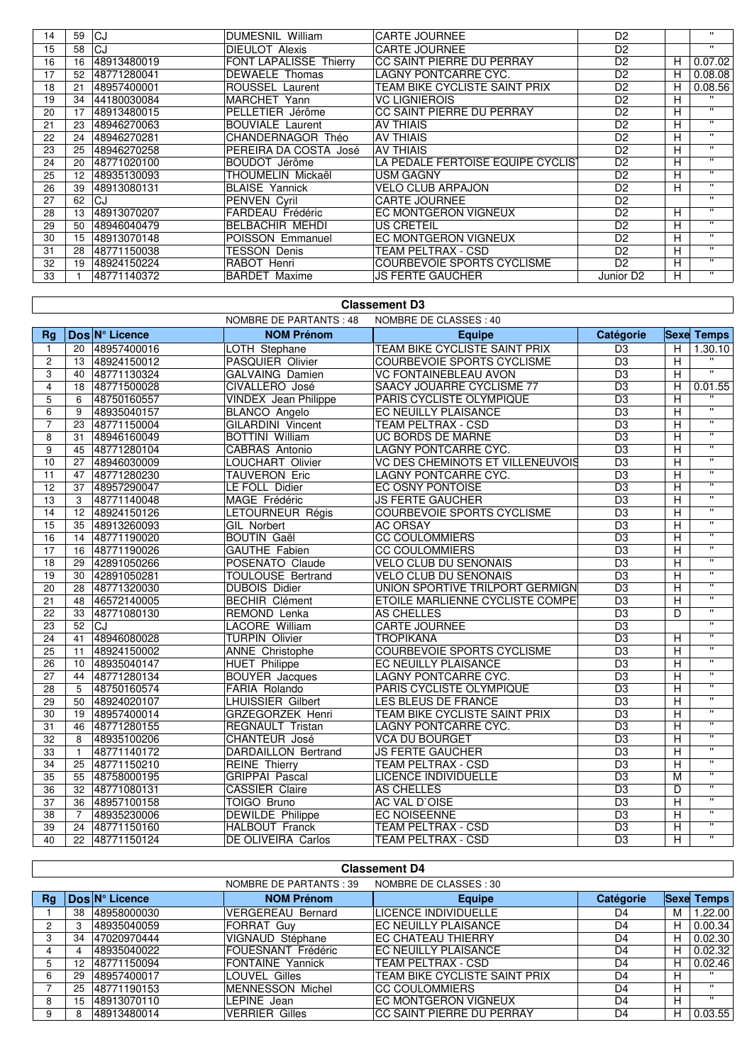| | | | | | | | |
|---|---|---|---|---|---|---|---|
| 14 | 59 | CJ | DUMESNIL William | CARTE JOURNEE | D2 | | " |
| 15 | 58 | CJ | DIEULOT Alexis | CARTE JOURNEE | D2 | | " |
| 16 | 16 | 48913480019 | FONT LAPALISSE Thierry | CC SAINT PIERRE DU PERRAY | D2 | H | 0.07.02 |
| 17 | 52 | 48771280041 | DEWAELE Thomas | LAGNY PONTCARRE CYC. | D2 | H | 0.08.08 |
| 18 | 21 | 48957400001 | ROUSSEL Laurent | TEAM BIKE CYCLISTE SAINT PRIX | D2 | H | 0.08.56 |
| 19 | 34 | 44180030084 | MARCHET Yann | VC LIGNIEROIS | D2 | H | " |
| 20 | 17 | 48913480015 | PELLETIER Jérôme | CC SAINT PIERRE DU PERRAY | D2 | H | " |
| 21 | 23 | 48946270063 | BOUVIALE Laurent | AV THIAIS | D2 | H | " |
| 22 | 24 | 48946270281 | CHANDERNAGOR Théo | AV THIAIS | D2 | H | " |
| 23 | 25 | 48946270258 | PEREIRA DA COSTA José | AV THIAIS | D2 | H | " |
| 24 | 20 | 48771020100 | BOUDOT Jérôme | LA PEDALE FERTOISE EQUIPE CYCLIS | D2 | H | " |
| 25 | 12 | 48935130093 | THOUMELIN Mickaël | USM GAGNY | D2 | H | " |
| 26 | 39 | 48913080131 | BLAISE Yannick | VELO CLUB ARPAJON | D2 | H | " |
| 27 | 62 | CJ | PENVEN Cyril | CARTE JOURNEE | D2 | | " |
| 28 | 13 | 48913070207 | FARDEAU Frédéric | EC MONTGERON VIGNEUX | D2 | H | " |
| 29 | 50 | 48946040479 | BELBACHIR MEHDI | US CRETEIL | D2 | H | " |
| 30 | 15 | 48913070148 | POISSON Emmanuel | EC MONTGERON VIGNEUX | D2 | H | " |
| 31 | 28 | 48771150038 | TESSON Denis | TEAM PELTRAX - CSD | D2 | H | " |
| 32 | 19 | 48924150224 | RABOT Henri | COURBEVOIE SPORTS CYCLISME | D2 | H | " |
| 33 | 1 | 48771140372 | BARDET Maxime | JS FERTE GAUCHER | Junior D2 | H | " |

## Classement D3

NOMBRE DE PARTANTS : 48 NOMBRE DE CLASSES : 40

| Rg | Dos | N° Licence | NOM Prénom | Equipe | Catégorie | Sexe | Temps |
|---|---|---|---|---|---|---|---|
| 1 | 20 | 48957400016 | LOTH Stephane | TEAM BIKE CYCLISTE SAINT PRIX | D3 | H | 1.30.10 |
| 2 | 13 | 48924150012 | PASQUIER Olivier | COURBEVOIE SPORTS CYCLISME | D3 | H | " |
| 3 | 40 | 48771130324 | GALVAING Damien | VC FONTAINEBLEAU AVON | D3 | H | " |
| 4 | 18 | 48771500028 | CIVALLERO José | SAACY JOUARRE CYCLISME 77 | D3 | H | 0.01.55 |
| 5 | 6 | 48750160557 | VINDEX Jean Philippe | PARIS CYCLISTE OLYMPIQUE | D3 | H | " |
| 6 | 9 | 48935040157 | BLANCO Angelo | EC NEUILLY PLAISANCE | D3 | H | " |
| 7 | 23 | 48771150004 | GILARDINI Vincent | TEAM PELTRAX - CSD | D3 | H | " |
| 8 | 31 | 48946160049 | BOTTINI William | UC BORDS DE MARNE | D3 | H | " |
| 9 | 45 | 48771280104 | CABRAS Antonio | LAGNY PONTCARRE CYC. | D3 | H | " |
| 10 | 27 | 48946030009 | LOUCHART Olivier | VC DES CHEMINOTS ET VILLENEUVOIS | D3 | H | " |
| 11 | 47 | 48771280230 | TAUVERON Eric | LAGNY PONTCARRE CYC. | D3 | H | " |
| 12 | 37 | 48957290047 | LE FOLL Didier | EC OSNY PONTOISE | D3 | H | " |
| 13 | 3 | 48771140048 | MAGE Frédéric | JS FERTE GAUCHER | D3 | H | " |
| 14 | 12 | 48924150126 | LETOURNEUR Régis | COURBEVOIE SPORTS CYCLISME | D3 | H | " |
| 15 | 35 | 48913260093 | GIL Norbert | AC ORSAY | D3 | H | " |
| 16 | 14 | 48771190020 | BOUTIN Gaël | CC COULOMMIERS | D3 | H | " |
| 17 | 16 | 48771190026 | GAUTHE Fabien | CC COULOMMIERS | D3 | H | " |
| 18 | 29 | 42891050266 | POSENATO Claude | VELO CLUB DU SENONAIS | D3 | H | " |
| 19 | 30 | 42891050281 | TOULOUSE Bertrand | VELO CLUB DU SENONAIS | D3 | H | " |
| 20 | 28 | 48771320030 | DUBOIS Didier | UNION SPORTIVE TRILPORT GERMIGN | D3 | H | " |
| 21 | 48 | 46572140005 | BECHIR Clément | ETOILE MARLIENNE CYCLISTE COMPE | D3 | H | " |
| 22 | 33 | 48771080130 | REMOND Lenka | AS CHELLES | D3 | D | " |
| 23 | 52 | CJ | LACORE William | CARTE JOURNEE | D3 | | " |
| 24 | 41 | 48946080028 | TURPIN Olivier | TROPIKANA | D3 | H | " |
| 25 | 11 | 48924150002 | ANNE Christophe | COURBEVOIE SPORTS CYCLISME | D3 | H | " |
| 26 | 10 | 48935040147 | HUET Philippe | EC NEUILLY PLAISANCE | D3 | H | " |
| 27 | 44 | 48771280134 | BOUYER Jacques | LAGNY PONTCARRE CYC. | D3 | H | " |
| 28 | 5 | 48750160574 | FARIA Rolando | PARIS CYCLISTE OLYMPIQUE | D3 | H | " |
| 29 | 50 | 48924020107 | LHUISSIER Gilbert | LES BLEUS DE FRANCE | D3 | H | " |
| 30 | 19 | 48957400014 | GRZEGORZEK Henri | TEAM BIKE CYCLISTE SAINT PRIX | D3 | H | " |
| 31 | 46 | 48771280155 | REGNAULT Tristan | LAGNY PONTCARRE CYC. | D3 | H | " |
| 32 | 8 | 48935100206 | CHANTEUR José | VCA DU BOURGET | D3 | H | " |
| 33 | 1 | 48771140172 | DARDAILLON Bertrand | JS FERTE GAUCHER | D3 | H | " |
| 34 | 25 | 48771150210 | REINE Thierry | TEAM PELTRAX - CSD | D3 | H | " |
| 35 | 55 | 48758000195 | GRIPPAI Pascal | LICENCE INDIVIDUELLE | D3 | M | " |
| 36 | 32 | 48771080131 | CASSIER Claire | AS CHELLES | D3 | D | " |
| 37 | 36 | 48957100158 | TOIGO Bruno | AC VAL D`OISE | D3 | H | " |
| 38 | 7 | 48935230006 | DEWILDE Philippe | EC NOISEENNE | D3 | H | " |
| 39 | 24 | 48771150160 | HALBOUT Franck | TEAM PELTRAX - CSD | D3 | H | " |
| 40 | 22 | 48771150124 | DE OLIVEIRA Carlos | TEAM PELTRAX - CSD | D3 | H | " |

## Classement D4

NOMBRE DE PARTANTS : 39 NOMBRE DE CLASSES : 30

| Rg | Dos | N° Licence | NOM Prénom | Equipe | Catégorie | Sexe | Temps |
|---|---|---|---|---|---|---|---|
| 1 | 38 | 48958000030 | VERGEREAU Bernard | LICENCE INDIVIDUELLE | D4 | M | 1.22.00 |
| 2 | 3 | 48935040059 | FORRAT Guy | EC NEUILLY PLAISANCE | D4 | H | 0.00.34 |
| 3 | 34 | 47020970444 | VIGNAUD Stéphane | EC CHATEAU THIERRY | D4 | H | 0.02.30 |
| 4 | 4 | 48935040022 | FOUESNANT Frédéric | EC NEUILLY PLAISANCE | D4 | H | 0.02.32 |
| 5 | 12 | 48771150094 | FONTAINE Yannick | TEAM PELTRAX - CSD | D4 | H | 0.02.46 |
| 6 | 29 | 48957400017 | LOUVEL Gilles | TEAM BIKE CYCLISTE SAINT PRIX | D4 | H | " |
| 7 | 25 | 48771190153 | MENNESSON Michel | CC COULOMMIERS | D4 | H | " |
| 8 | 15 | 48913070110 | LEPINE Jean | EC MONTGERON VIGNEUX | D4 | H | " |
| 9 | 8 | 48913480014 | VERRIER Gilles | CC SAINT PIERRE DU PERRAY | D4 | H | 0.03.55 |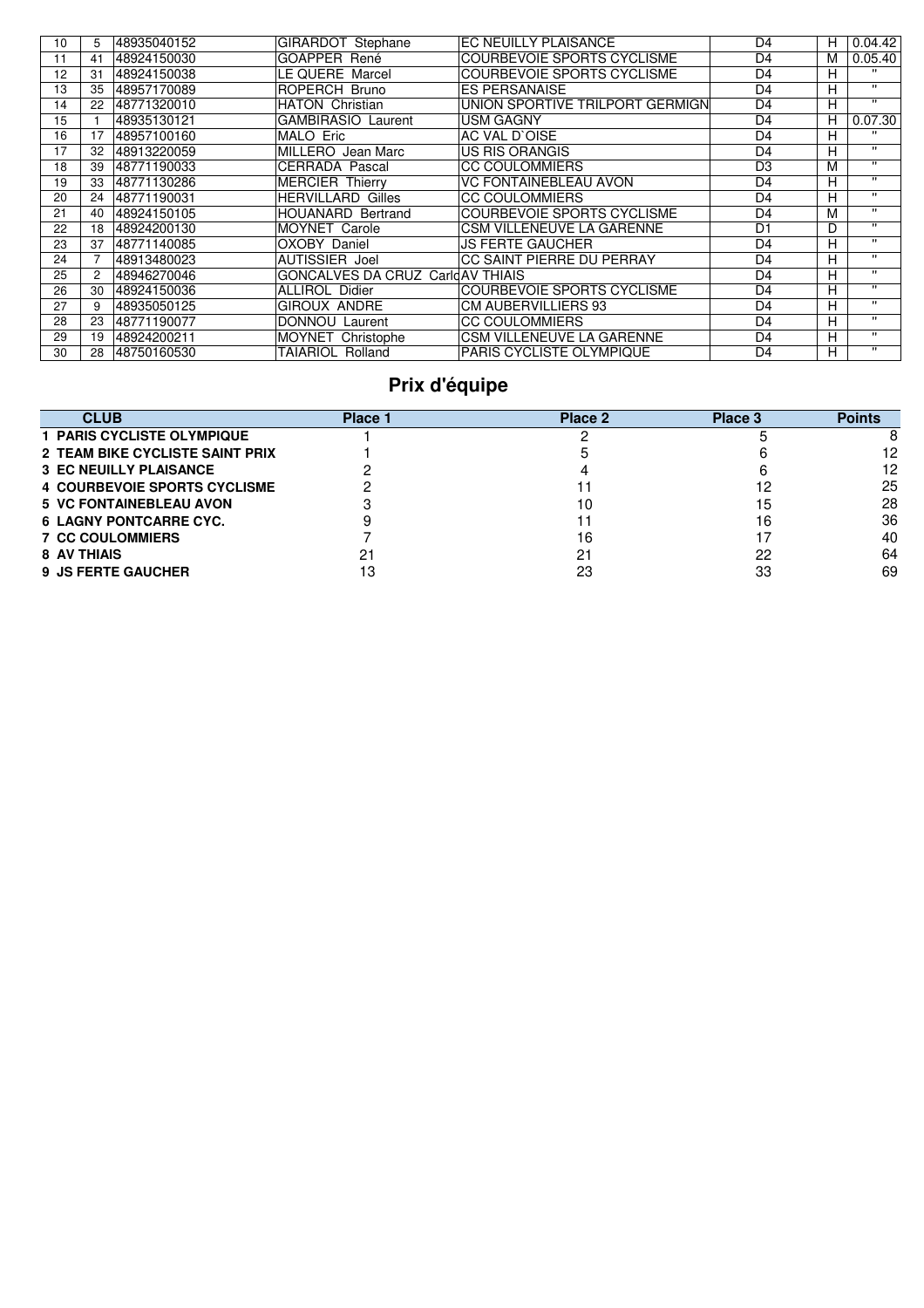| | | | | | | | |
|---|---|---|---|---|---|---|---|
| 10 | 5 | 48935040152 | GIRARDOT Stephane | EC NEUILLY PLAISANCE | D4 | H | 0.04.42 |
| 11 | 41 | 48924150030 | GOAPPER René | COURBEVOIE SPORTS CYCLISME | D4 | M | 0.05.40 |
| 12 | 31 | 48924150038 | LE QUERE Marcel | COURBEVOIE SPORTS CYCLISME | D4 | H | " |
| 13 | 35 | 48957170089 | ROPERCH Bruno | ES PERSANAISE | D4 | H | " |
| 14 | 22 | 48771320010 | HATON Christian | UNION SPORTIVE TRILPORT GERMIGN | D4 | H | " |
| 15 | 1 | 48935130121 | GAMBIRASIO Laurent | USM GAGNY | D4 | H | 0.07.30 |
| 16 | 17 | 48957100160 | MALO Eric | AC VAL D`OISE | D4 | H | " |
| 17 | 32 | 48913220059 | MILLERO Jean Marc | US RIS ORANGIS | D4 | H | " |
| 18 | 39 | 48771190033 | CERRADA Pascal | CC COULOMMIERS | D3 | M | " |
| 19 | 33 | 48771130286 | MERCIER Thierry | VC FONTAINEBLEAU AVON | D4 | H | " |
| 20 | 24 | 48771190031 | HERVILLARD Gilles | CC COULOMMIERS | D4 | H | " |
| 21 | 40 | 48924150105 | HOUANARD Bertrand | COURBEVOIE SPORTS CYCLISME | D4 | M | " |
| 22 | 18 | 48924200130 | MOYNET Carole | CSM VILLENEUVE LA GARENNE | D1 | D | " |
| 23 | 37 | 48771140085 | OXOBY Daniel | JS FERTE GAUCHER | D4 | H | " |
| 24 | 7 | 48913480023 | AUTISSIER Joel | CC SAINT PIERRE DU PERRAY | D4 | H | " |
| 25 | 2 | 48946270046 | GONCALVES DA CRUZ Carlo | AV THIAIS | D4 | H | " |
| 26 | 30 | 48924150036 | ALLIROL Didier | COURBEVOIE SPORTS CYCLISME | D4 | H | " |
| 27 | 9 | 48935050125 | GIROUX ANDRE | CM AUBERVILLIERS 93 | D4 | H | " |
| 28 | 23 | 48771190077 | DONNOU Laurent | CC COULOMMIERS | D4 | H | " |
| 29 | 19 | 48924200211 | MOYNET Christophe | CSM VILLENEUVE LA GARENNE | D4 | H | " |
| 30 | 28 | 48750160530 | TAIARIOL Rolland | PARIS CYCLISTE OLYMPIQUE | D4 | H | " |

## Prix d'équipe

| CLUB | Place 1 | Place 2 | Place 3 | Points |
|---|---|---|---|---|
| **1 PARIS CYCLISTE OLYMPIQUE** | 1 | 2 | 5 | 8 |
| **2 TEAM BIKE CYCLISTE SAINT PRIX** | 1 | 5 | 6 | 12 |
| **3 EC NEUILLY PLAISANCE** | 2 | 4 | 6 | 12 |
| **4 COURBEVOIE SPORTS CYCLISME** | 2 | 11 | 12 | 25 |
| **5 VC FONTAINEBLEAU AVON** | 3 | 10 | 15 | 28 |
| **6 LAGNY PONTCARRE CYC.** | 9 | 11 | 16 | 36 |
| **7 CC COULOMMIERS** | 7 | 16 | 17 | 40 |
| **8 AV THIAIS** | 21 | 21 | 22 | 64 |
| **9 JS FERTE GAUCHER** | 13 | 23 | 33 | 69 |